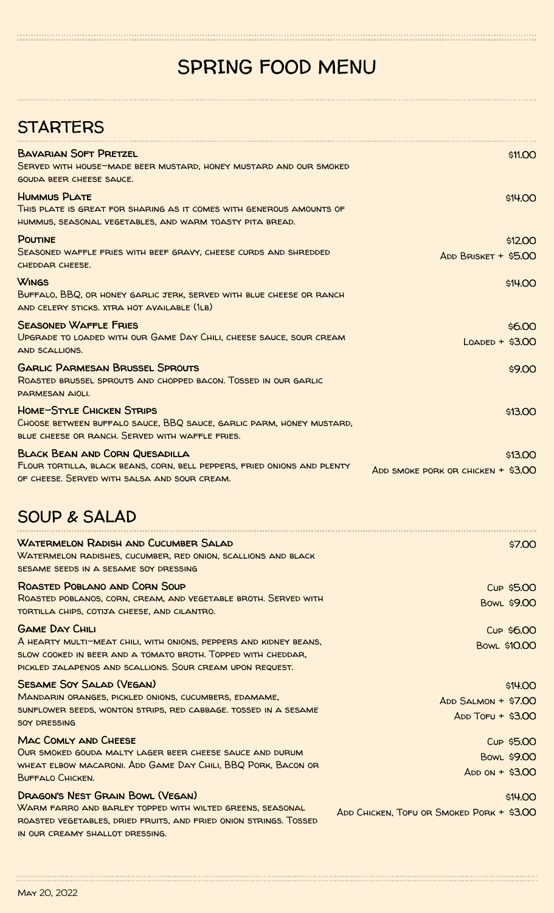# SPRING FOOD MENU

## STARTERS

**Bavarian Soft Pretzel** — $11.00
Served with house-made beer mustard, honey mustard and our smoked gouda beer cheese sauce.

**Hummus Plate** — $14.00
This plate is great for sharing as it comes with generous amounts of hummus, seasonal vegetables, and warm toasty pita bread.

**Poutine** — $12.00
Seasoned waffle fries with beef gravy, cheese curds and shredded cheddar cheese.
Add Brisket + $5.00

**Wings** — $14.00
Buffalo, BBQ, or honey garlic jerk, served with blue cheese or ranch and celery sticks. xtra hot available (1lb)

**Seasoned Waffle Fries** — $6.00
Upgrade to loaded with our Game Day Chili, cheese sauce, sour cream and scallions.
Loaded + $3.00

**Garlic Parmesan Brussel Sprouts** — $9.00
Roasted brussel sprouts and chopped bacon. Tossed in our garlic parmesan aioli.

**Home-Style Chicken Strips** — $13.00
Choose between buffalo sauce, BBQ sauce, garlic parm, honey mustard, blue cheese or ranch. Served with waffle fries.

**Black Bean and Corn Quesadilla** — $13.00
Flour tortilla, black beans, corn, bell peppers, fried onions and plenty of cheese. Served with salsa and sour cream.
Add smoke pork or chicken + $3.00

## SOUP & SALAD

**Watermelon Radish and Cucumber Salad** — $7.00
Watermelon radishes, cucumber, red onion, scallions and black sesame seeds in a sesame soy dressing

**Roasted Poblano and Corn Soup** — Cup $5.00 / Bowl $9.00
Roasted poblanos, corn, cream, and vegetable broth. Served with tortilla chips, cotija cheese, and cilantro.

**Game Day Chili** — Cup $6.00 / Bowl $10.00
A hearty multi-meat chili, with onions, peppers and kidney beans, slow cooked in beer and a tomato broth. Topped with cheddar, pickled jalapenos and scallions. Sour cream upon request.

**Sesame Soy Salad (Vegan)** — $14.00
Mandarin oranges, pickled onions, cucumbers, edamame, sunflower seeds, wonton strips, red cabbage. Tossed in a sesame soy dressing
Add Salmon + $7.00
Add Tofu + $3.00

**Mac Comly and Cheese** — Cup $5.00 / Bowl $9.00
Our smoked gouda malty lager beer cheese sauce and durum wheat elbow macaroni. Add Game Day Chili, BBQ Pork, Bacon or Buffalo Chicken.
Add on + $3.00

**Dragon's Nest Grain Bowl (Vegan)** — $14.00
Warm farro and barley topped with wilted greens, seasonal roasted vegetables, dried fruits, and fried onion strings. Tossed in our creamy shallot dressing.
Add Chicken, Tofu or Smoked Pork + $3.00

May 20, 2022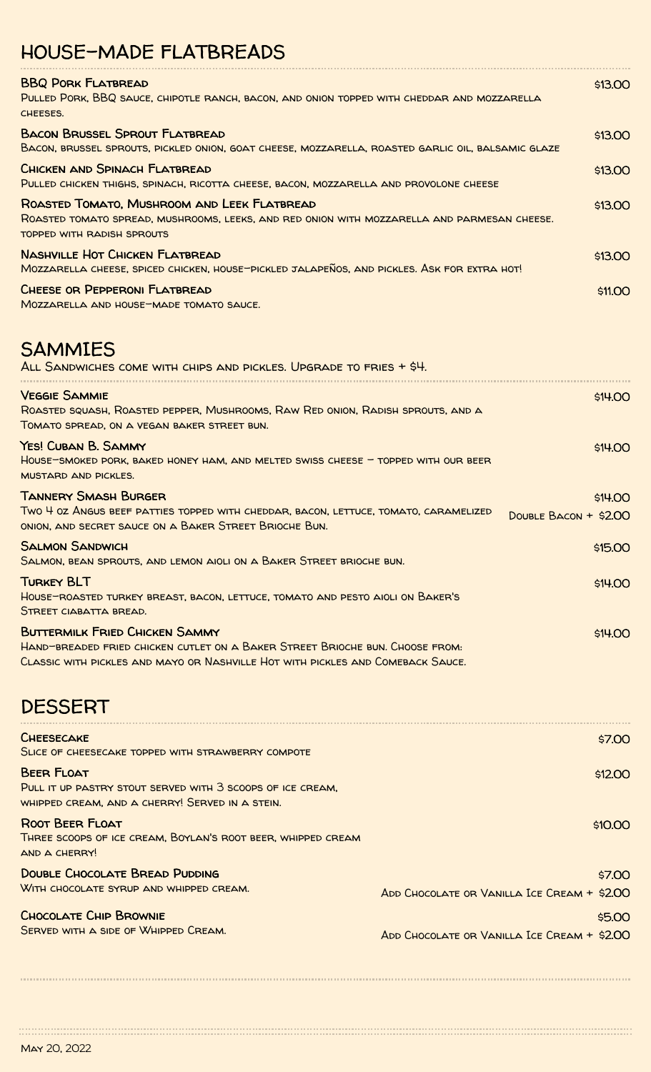## HOUSE-MADE FLATBREADS

**BBQ Pork Flatbread** — $13.00
Pulled Pork, BBQ sauce, chipotle ranch, bacon, and onion topped with cheddar and mozzarella cheeses.

**Bacon Brussel Sprout Flatbread** — $13.00
Bacon, brussel sprouts, pickled onion, goat cheese, mozzarella, roasted garlic oil, balsamic glaze

**Chicken and Spinach Flatbread** — $13.00
Pulled chicken thighs, spinach, ricotta cheese, bacon, mozzarella and provolone cheese

**Roasted Tomato, Mushroom and Leek Flatbread** — $13.00
Roasted tomato spread, mushrooms, leeks, and red onion with mozzarella and parmesan cheese. topped with radish sprouts

**Nashville Hot Chicken Flatbread** — $13.00
Mozzarella cheese, spiced chicken, house-pickled jalapeños, and pickles. Ask for extra hot!

**Cheese or Pepperoni Flatbread** — $11.00
Mozzarella and house-made tomato sauce.

## SAMMIES

All Sandwiches come with chips and pickles. Upgrade to fries + $4.

**Veggie Sammie** — $14.00
Roasted squash, Roasted pepper, Mushrooms, Raw Red onion, Radish sprouts, and a Tomato spread, on a vegan baker street bun.

**Yes! Cuban B. Sammy** — $14.00
House-smoked pork, baked honey ham, and melted Swiss cheese - topped with our beer mustard and pickles.

**Tannery Smash Burger** — $14.00
Two 4 oz Angus beef patties topped with cheddar, bacon, lettuce, tomato, caramelized onion, and secret sauce on a Baker Street Brioche Bun.
Double Bacon + $2.00

**Salmon Sandwich** — $15.00
Salmon, bean sprouts, and lemon aioli on a Baker Street brioche bun.

**Turkey BLT** — $14.00
House-roasted turkey breast, bacon, lettuce, tomato and pesto aioli on Baker's Street ciabatta bread.

**Buttermilk Fried Chicken Sammy** — $14.00
Hand-breaded fried chicken cutlet on a Baker Street Brioche bun. Choose from: Classic with pickles and mayo or Nashville Hot with pickles and Comeback Sauce.

## DESSERT

**Cheesecake** — $7.00
Slice of cheesecake topped with strawberry compote

**Beer Float** — $12.00
Pull it up pastry stout served with 3 scoops of ice cream, whipped cream, and a cherry! Served in a stein.

**Root Beer Float** — $10.00
Three scoops of ice cream, Boylan's root beer, whipped cream and a cherry!

**Double Chocolate Bread Pudding** — $7.00
With chocolate syrup and whipped cream.
Add Chocolate or Vanilla Ice Cream + $2.00

**Chocolate Chip Brownie** — $5.00
Served with a side of Whipped Cream.
Add Chocolate or Vanilla Ice Cream + $2.00

May 20, 2022